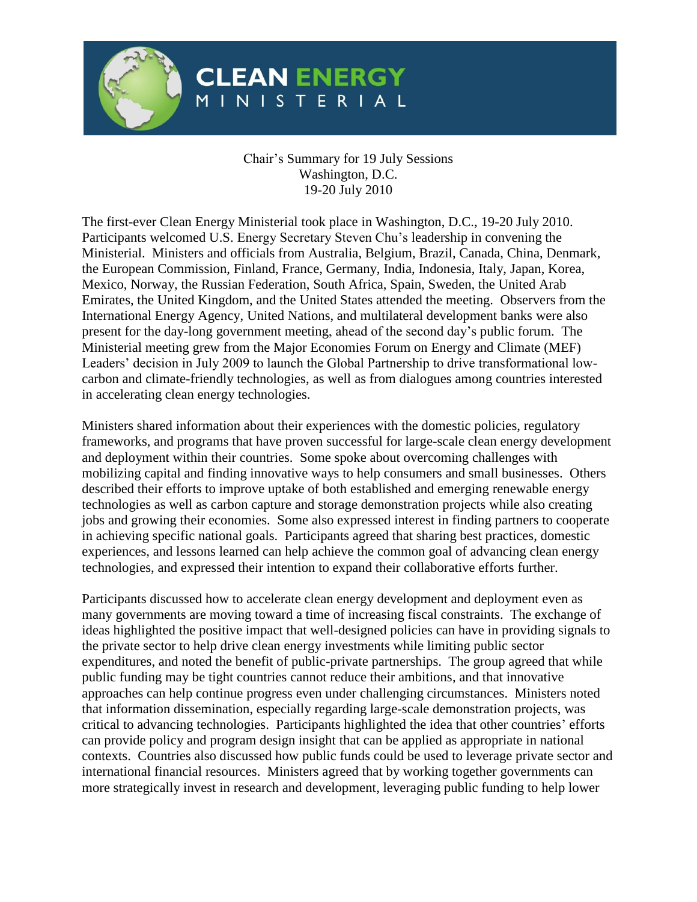# CLEAN ENERGY MINISTERIAL

Chair's Summary for 19 July Sessions
Washington, D.C.
19-20 July 2010

The first-ever Clean Energy Ministerial took place in Washington, D.C., 19-20 July 2010. Participants welcomed U.S. Energy Secretary Steven Chu's leadership in convening the Ministerial. Ministers and officials from Australia, Belgium, Brazil, Canada, China, Denmark, the European Commission, Finland, France, Germany, India, Indonesia, Italy, Japan, Korea, Mexico, Norway, the Russian Federation, South Africa, Spain, Sweden, the United Arab Emirates, the United Kingdom, and the United States attended the meeting. Observers from the International Energy Agency, United Nations, and multilateral development banks were also present for the day-long government meeting, ahead of the second day's public forum. The Ministerial meeting grew from the Major Economies Forum on Energy and Climate (MEF) Leaders' decision in July 2009 to launch the Global Partnership to drive transformational low-carbon and climate-friendly technologies, as well as from dialogues among countries interested in accelerating clean energy technologies.

Ministers shared information about their experiences with the domestic policies, regulatory frameworks, and programs that have proven successful for large-scale clean energy development and deployment within their countries. Some spoke about overcoming challenges with mobilizing capital and finding innovative ways to help consumers and small businesses. Others described their efforts to improve uptake of both established and emerging renewable energy technologies as well as carbon capture and storage demonstration projects while also creating jobs and growing their economies. Some also expressed interest in finding partners to cooperate in achieving specific national goals. Participants agreed that sharing best practices, domestic experiences, and lessons learned can help achieve the common goal of advancing clean energy technologies, and expressed their intention to expand their collaborative efforts further.

Participants discussed how to accelerate clean energy development and deployment even as many governments are moving toward a time of increasing fiscal constraints. The exchange of ideas highlighted the positive impact that well-designed policies can have in providing signals to the private sector to help drive clean energy investments while limiting public sector expenditures, and noted the benefit of public-private partnerships. The group agreed that while public funding may be tight countries cannot reduce their ambitions, and that innovative approaches can help continue progress even under challenging circumstances. Ministers noted that information dissemination, especially regarding large-scale demonstration projects, was critical to advancing technologies. Participants highlighted the idea that other countries' efforts can provide policy and program design insight that can be applied as appropriate in national contexts. Countries also discussed how public funds could be used to leverage private sector and international financial resources. Ministers agreed that by working together governments can more strategically invest in research and development, leveraging public funding to help lower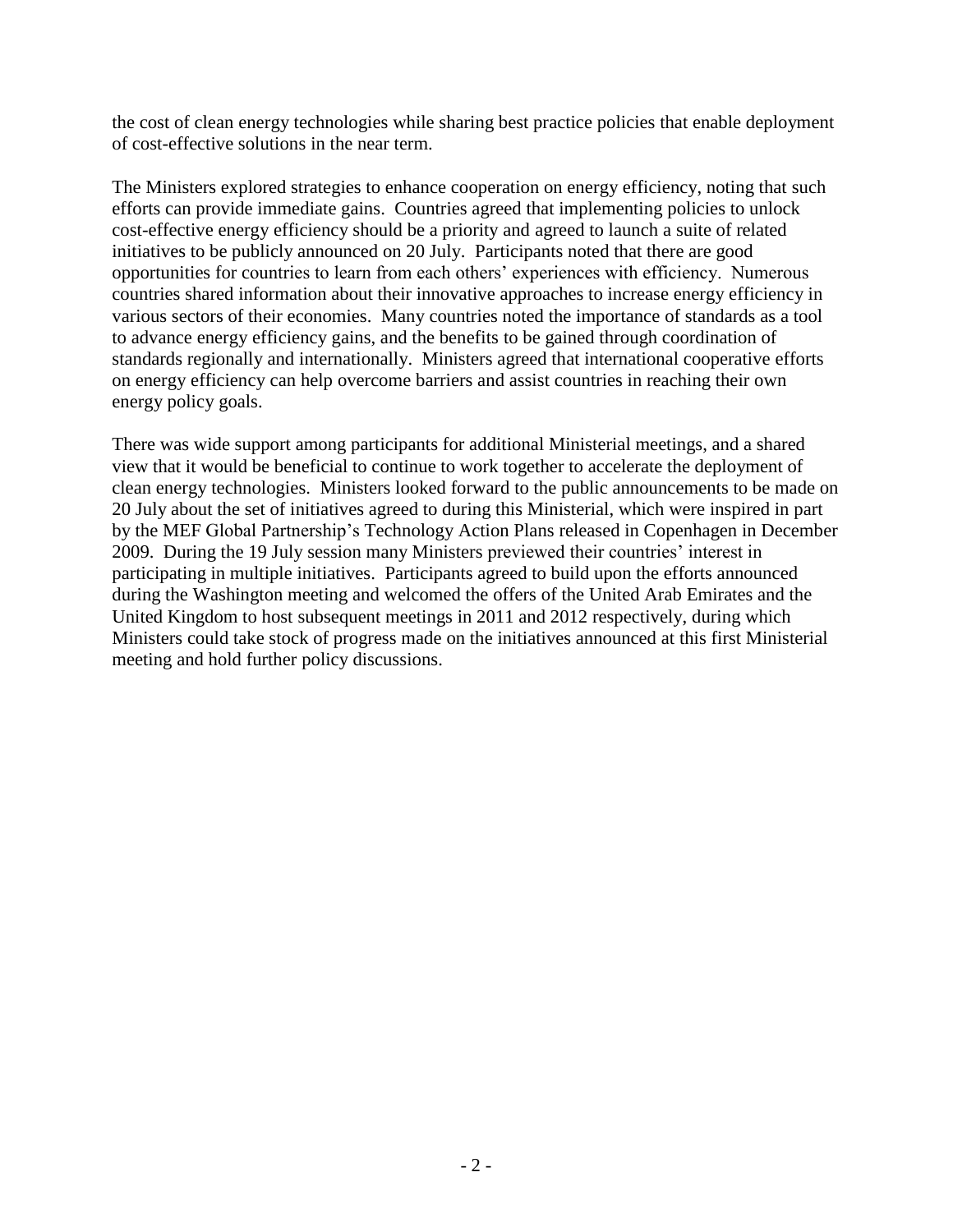the cost of clean energy technologies while sharing best practice policies that enable deployment of cost-effective solutions in the near term.

The Ministers explored strategies to enhance cooperation on energy efficiency, noting that such efforts can provide immediate gains. Countries agreed that implementing policies to unlock cost-effective energy efficiency should be a priority and agreed to launch a suite of related initiatives to be publicly announced on 20 July. Participants noted that there are good opportunities for countries to learn from each others' experiences with efficiency. Numerous countries shared information about their innovative approaches to increase energy efficiency in various sectors of their economies. Many countries noted the importance of standards as a tool to advance energy efficiency gains, and the benefits to be gained through coordination of standards regionally and internationally. Ministers agreed that international cooperative efforts on energy efficiency can help overcome barriers and assist countries in reaching their own energy policy goals.

There was wide support among participants for additional Ministerial meetings, and a shared view that it would be beneficial to continue to work together to accelerate the deployment of clean energy technologies. Ministers looked forward to the public announcements to be made on 20 July about the set of initiatives agreed to during this Ministerial, which were inspired in part by the MEF Global Partnership's Technology Action Plans released in Copenhagen in December 2009. During the 19 July session many Ministers previewed their countries' interest in participating in multiple initiatives. Participants agreed to build upon the efforts announced during the Washington meeting and welcomed the offers of the United Arab Emirates and the United Kingdom to host subsequent meetings in 2011 and 2012 respectively, during which Ministers could take stock of progress made on the initiatives announced at this first Ministerial meeting and hold further policy discussions.